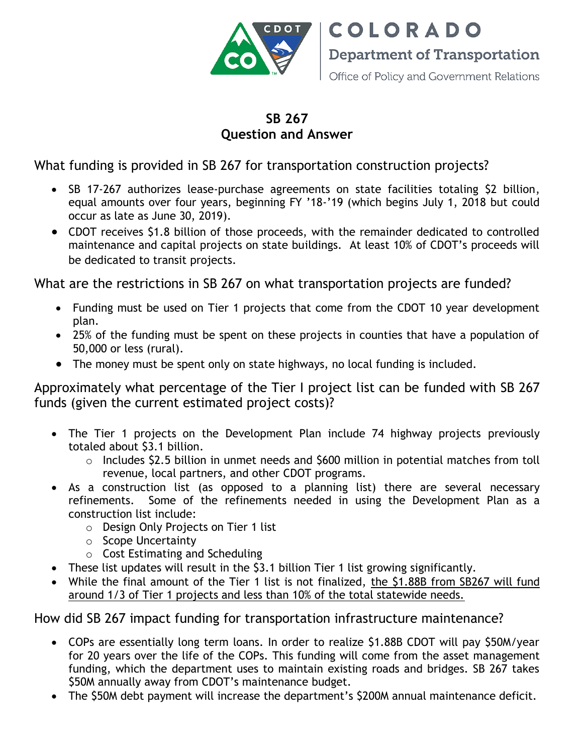COLORADO

Department of Transportation

Office of Policy and Government Relations

# SB 267
# Question and Answer

## What funding is provided in SB 267 for transportation construction projects?

- SB 17-267 authorizes lease-purchase agreements on state facilities totaling $2 billion, equal amounts over four years, beginning FY '18-'19 (which begins July 1, 2018 but could occur as late as June 30, 2019).
- CDOT receives $1.8 billion of those proceeds, with the remainder dedicated to controlled maintenance and capital projects on state buildings. At least 10% of CDOT's proceeds will be dedicated to transit projects.

## What are the restrictions in SB 267 on what transportation projects are funded?

- Funding must be used on Tier 1 projects that come from the CDOT 10 year development plan.
- 25% of the funding must be spent on these projects in counties that have a population of 50,000 or less (rural).
- The money must be spent only on state highways, no local funding is included.

## Approximately what percentage of the Tier I project list can be funded with SB 267 funds (given the current estimated project costs)?

- The Tier 1 projects on the Development Plan include 74 highway projects previously totaled about $3.1 billion.
  - Includes $2.5 billion in unmet needs and $600 million in potential matches from toll revenue, local partners, and other CDOT programs.
- As a construction list (as opposed to a planning list) there are several necessary refinements. Some of the refinements needed in using the Development Plan as a construction list include:
  - Design Only Projects on Tier 1 list
  - Scope Uncertainty
  - Cost Estimating and Scheduling
- These list updates will result in the $3.1 billion Tier 1 list growing significantly.
- While the final amount of the Tier 1 list is not finalized, <u>the $1.88B from SB267 will fund around 1/3 of Tier 1 projects and less than 10% of the total statewide needs.</u>

## How did SB 267 impact funding for transportation infrastructure maintenance?

- COPs are essentially long term loans. In order to realize $1.88B CDOT will pay $50M/year for 20 years over the life of the COPs. This funding will come from the asset management funding, which the department uses to maintain existing roads and bridges. SB 267 takes $50M annually away from CDOT's maintenance budget.
- The $50M debt payment will increase the department's $200M annual maintenance deficit.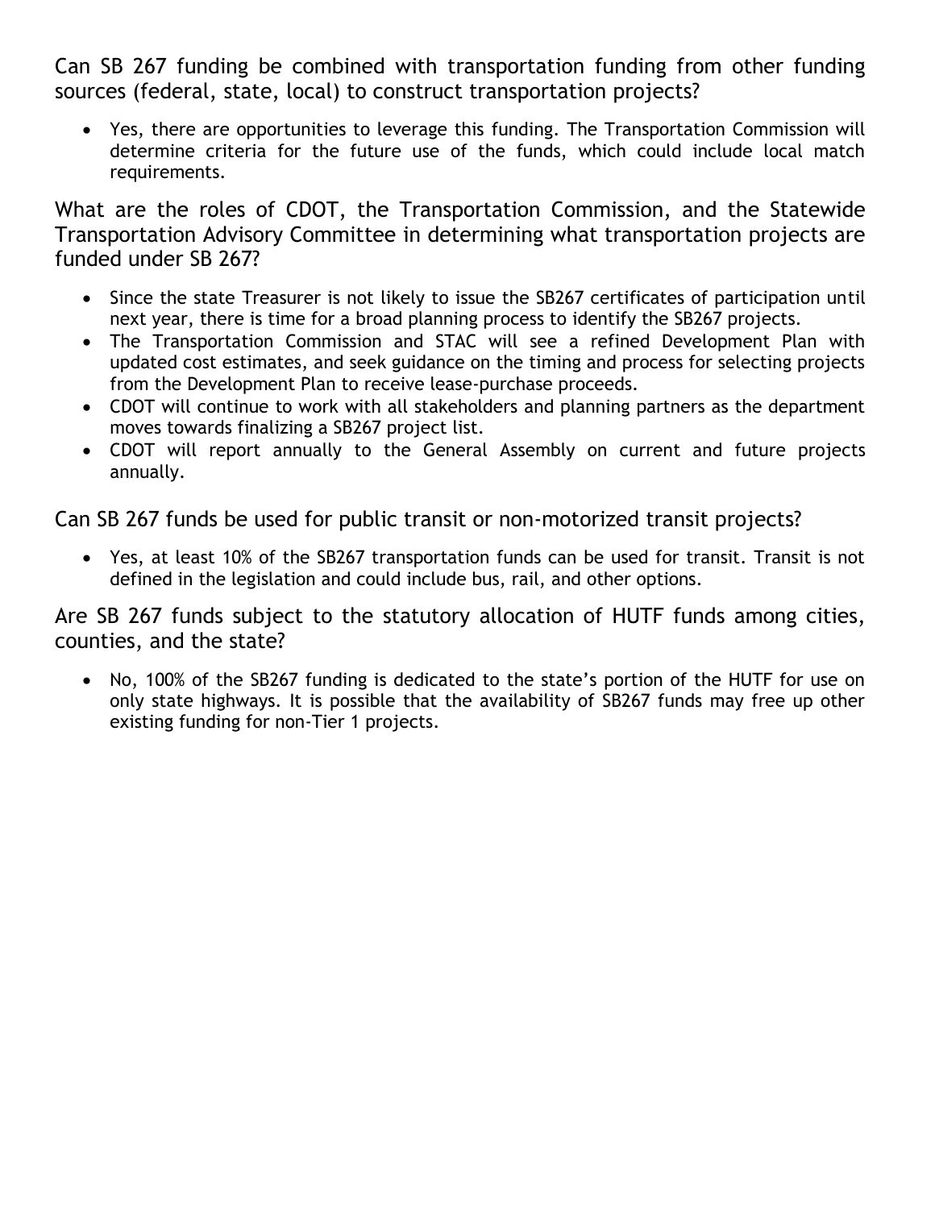## Can SB 267 funding be combined with transportation funding from other funding sources (federal, state, local) to construct transportation projects?

- Yes, there are opportunities to leverage this funding. The Transportation Commission will determine criteria for the future use of the funds, which could include local match requirements.

## What are the roles of CDOT, the Transportation Commission, and the Statewide Transportation Advisory Committee in determining what transportation projects are funded under SB 267?

- Since the state Treasurer is not likely to issue the SB267 certificates of participation until next year, there is time for a broad planning process to identify the SB267 projects.
- The Transportation Commission and STAC will see a refined Development Plan with updated cost estimates, and seek guidance on the timing and process for selecting projects from the Development Plan to receive lease-purchase proceeds.
- CDOT will continue to work with all stakeholders and planning partners as the department moves towards finalizing a SB267 project list.
- CDOT will report annually to the General Assembly on current and future projects annually.

## Can SB 267 funds be used for public transit or non-motorized transit projects?

- Yes, at least 10% of the SB267 transportation funds can be used for transit. Transit is not defined in the legislation and could include bus, rail, and other options.

## Are SB 267 funds subject to the statutory allocation of HUTF funds among cities, counties, and the state?

- No, 100% of the SB267 funding is dedicated to the state's portion of the HUTF for use on only state highways. It is possible that the availability of SB267 funds may free up other existing funding for non-Tier 1 projects.